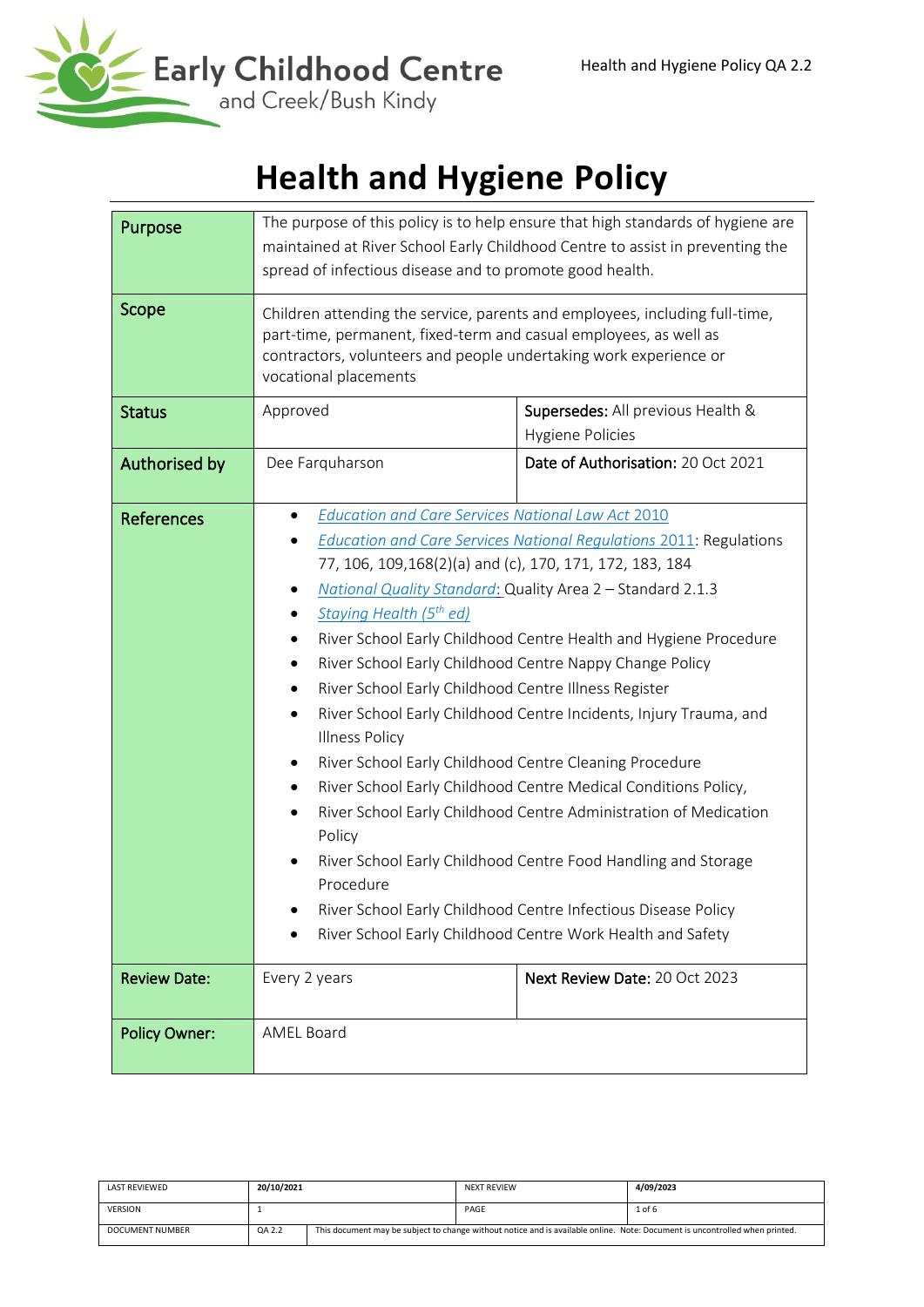# Health and Hygiene Policy

| | | |
|---|---|---|
| **Purpose** | The purpose of this policy is to help ensure that high standards of hygiene are maintained at River School Early Childhood Centre to assist in preventing the spread of infectious disease and to promote good health. | |
| **Scope** | Children attending the service, parents and employees, including full-time, part-time, permanent, fixed-term and casual employees, as well as contractors, volunteers and people undertaking work experience or vocational placements | |
| **Status** | Approved | **Supersedes:** All previous Health & Hygiene Policies |
| **Authorised by** | Dee Farquharson | **Date of Authorisation:** 20 Oct 2021 |
| **References** | • *Education and Care Services National Law Act 2010*<br>• *Education and Care Services National Regulations 2011*: Regulations 77, 106, 109,168(2)(a) and (c), 170, 171, 172, 183, 184<br>• *National Quality Standard*: Quality Area 2 – Standard 2.1.3<br>• *Staying Health (5th ed)*<br>• River School Early Childhood Centre Health and Hygiene Procedure<br>• River School Early Childhood Centre Nappy Change Policy<br>• River School Early Childhood Centre Illness Register<br>• River School Early Childhood Centre Incidents, Injury Trauma, and Illness Policy<br>• River School Early Childhood Centre Cleaning Procedure<br>• River School Early Childhood Centre Medical Conditions Policy,<br>• River School Early Childhood Centre Administration of Medication Policy<br>• River School Early Childhood Centre Food Handling and Storage Procedure<br>• River School Early Childhood Centre Infectious Disease Policy<br>• River School Early Childhood Centre Work Health and Safety | |
| **Review Date:** | Every 2 years | **Next Review Date:** 20 Oct 2023 |
| **Policy Owner:** | AMEL Board | |

| LAST REVIEWED | 20/10/2021 | NEXT REVIEW | 4/09/2023 |
|---|---|---|---|
| VERSION | 1 | PAGE | 1 of 6 |
| DOCUMENT NUMBER | QA 2.2 | This document may be subject to change without notice and is available online. Note: Document is uncontrolled when printed. | |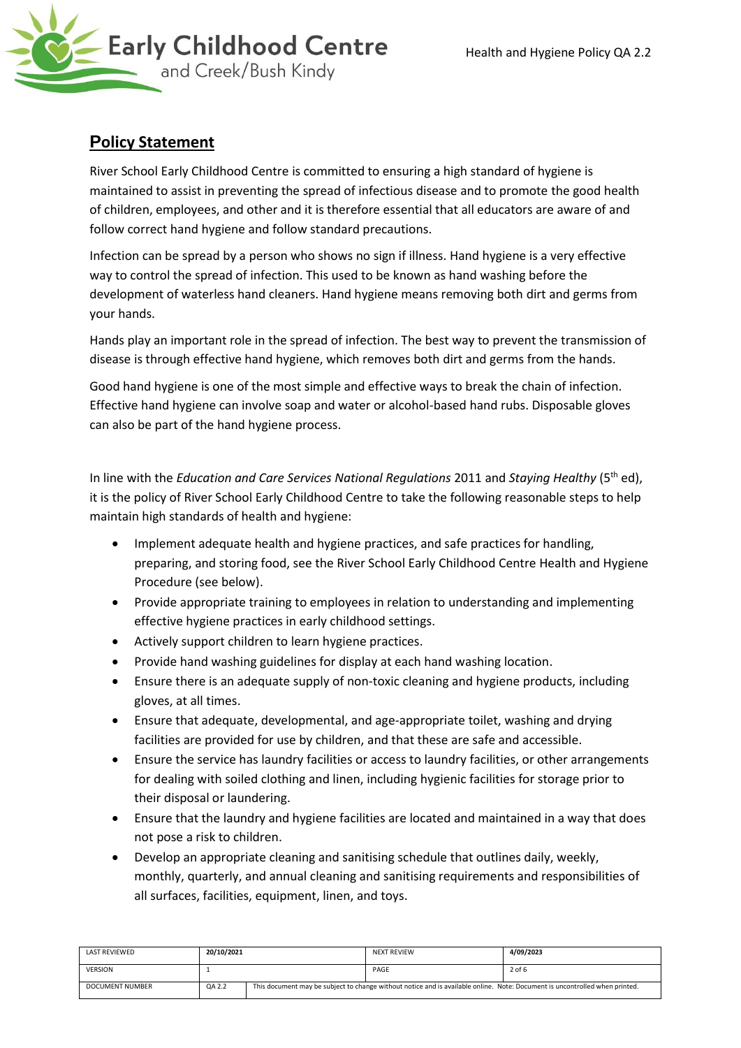## Policy Statement

River School Early Childhood Centre is committed to ensuring a high standard of hygiene is maintained to assist in preventing the spread of infectious disease and to promote the good health of children, employees, and other and it is therefore essential that all educators are aware of and follow correct hand hygiene and follow standard precautions.

Infection can be spread by a person who shows no sign if illness. Hand hygiene is a very effective way to control the spread of infection. This used to be known as hand washing before the development of waterless hand cleaners. Hand hygiene means removing both dirt and germs from your hands.

Hands play an important role in the spread of infection. The best way to prevent the transmission of disease is through effective hand hygiene, which removes both dirt and germs from the hands.

Good hand hygiene is one of the most simple and effective ways to break the chain of infection. Effective hand hygiene can involve soap and water or alcohol-based hand rubs. Disposable gloves can also be part of the hand hygiene process.

In line with the *Education and Care Services National Regulations* 2011 and *Staying Healthy* (5th ed), it is the policy of River School Early Childhood Centre to take the following reasonable steps to help maintain high standards of health and hygiene:

- Implement adequate health and hygiene practices, and safe practices for handling, preparing, and storing food, see the River School Early Childhood Centre Health and Hygiene Procedure (see below).
- Provide appropriate training to employees in relation to understanding and implementing effective hygiene practices in early childhood settings.
- Actively support children to learn hygiene practices.
- Provide hand washing guidelines for display at each hand washing location.
- Ensure there is an adequate supply of non-toxic cleaning and hygiene products, including gloves, at all times.
- Ensure that adequate, developmental, and age-appropriate toilet, washing and drying facilities are provided for use by children, and that these are safe and accessible.
- Ensure the service has laundry facilities or access to laundry facilities, or other arrangements for dealing with soiled clothing and linen, including hygienic facilities for storage prior to their disposal or laundering.
- Ensure that the laundry and hygiene facilities are located and maintained in a way that does not pose a risk to children.
- Develop an appropriate cleaning and sanitising schedule that outlines daily, weekly, monthly, quarterly, and annual cleaning and sanitising requirements and responsibilities of all surfaces, facilities, equipment, linen, and toys.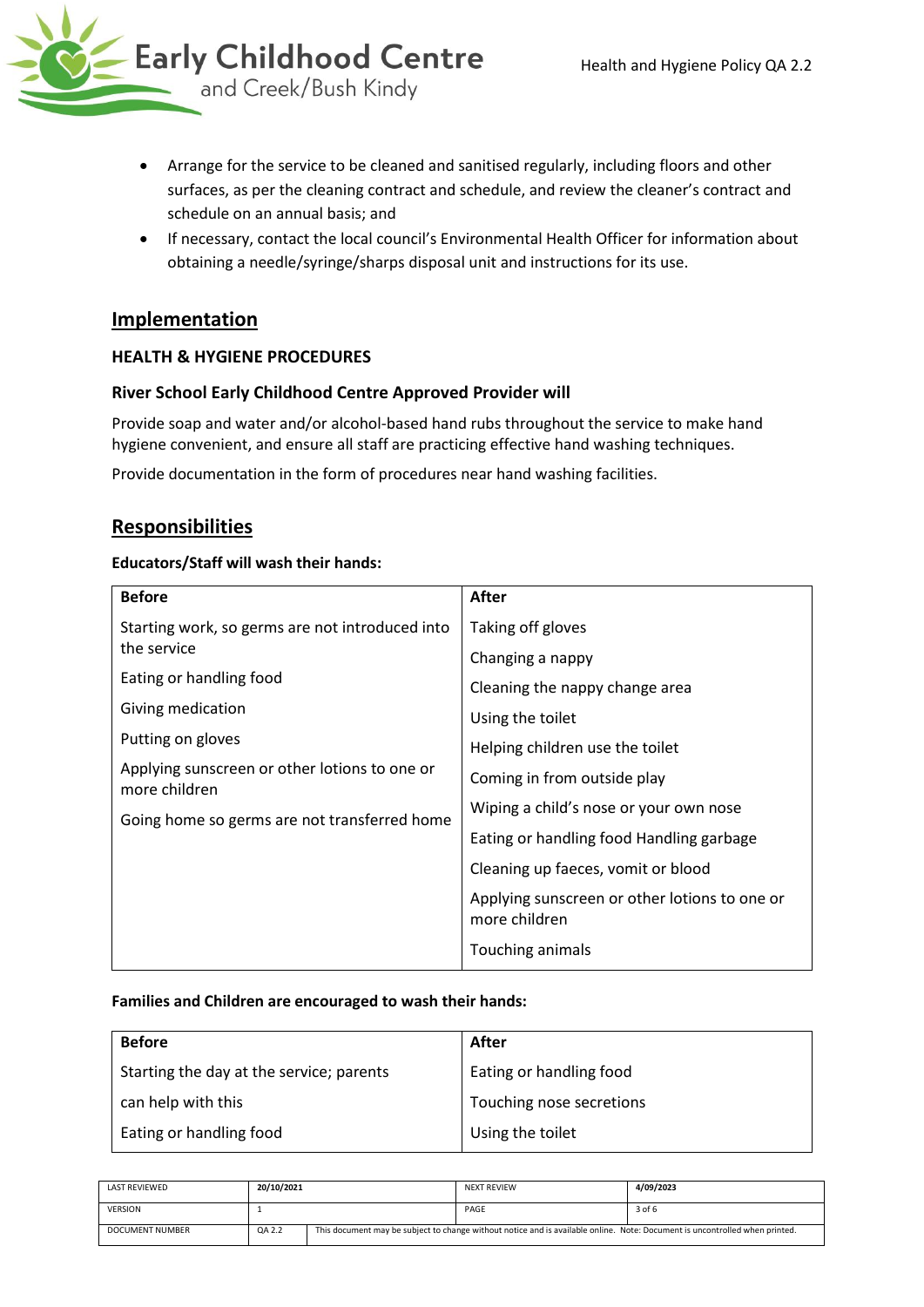- Arrange for the service to be cleaned and sanitised regularly, including floors and other surfaces, as per the cleaning contract and schedule, and review the cleaner's contract and schedule on an annual basis; and
- If necessary, contact the local council's Environmental Health Officer for information about obtaining a needle/syringe/sharps disposal unit and instructions for its use.

## Implementation

**HEALTH & HYGIENE PROCEDURES**

**River School Early Childhood Centre Approved Provider will**

Provide soap and water and/or alcohol-based hand rubs throughout the service to make hand hygiene convenient, and ensure all staff are practicing effective hand washing techniques.

Provide documentation in the form of procedures near hand washing facilities.

## Responsibilities

**Educators/Staff will wash their hands:**

| Before | After |
|---|---|
| Starting work, so germs are not introduced into the service | Taking off gloves |
| Eating or handling food | Changing a nappy |
| Giving medication | Cleaning the nappy change area |
| Putting on gloves | Using the toilet |
| Applying sunscreen or other lotions to one or more children | Helping children use the toilet |
| Going home so germs are not transferred home | Coming in from outside play |
| | Wiping a child's nose or your own nose |
| | Eating or handling food Handling garbage |
| | Cleaning up faeces, vomit or blood |
| | Applying sunscreen or other lotions to one or more children |
| | Touching animals |

**Families and Children are encouraged to wash their hands:**

| Before | After |
|---|---|
| Starting the day at the service; parents | Eating or handling food |
| can help with this | Touching nose secretions |
| Eating or handling food | Using the toilet |

| LAST REVIEWED | 20/10/2021 | NEXT REVIEW | 4/09/2023 |
|---|---|---|---|
| VERSION | 1 | PAGE | 3 of 6 |
| DOCUMENT NUMBER | QA 2.2 | This document may be subject to change without notice and is available online. Note: Document is uncontrolled when printed. | |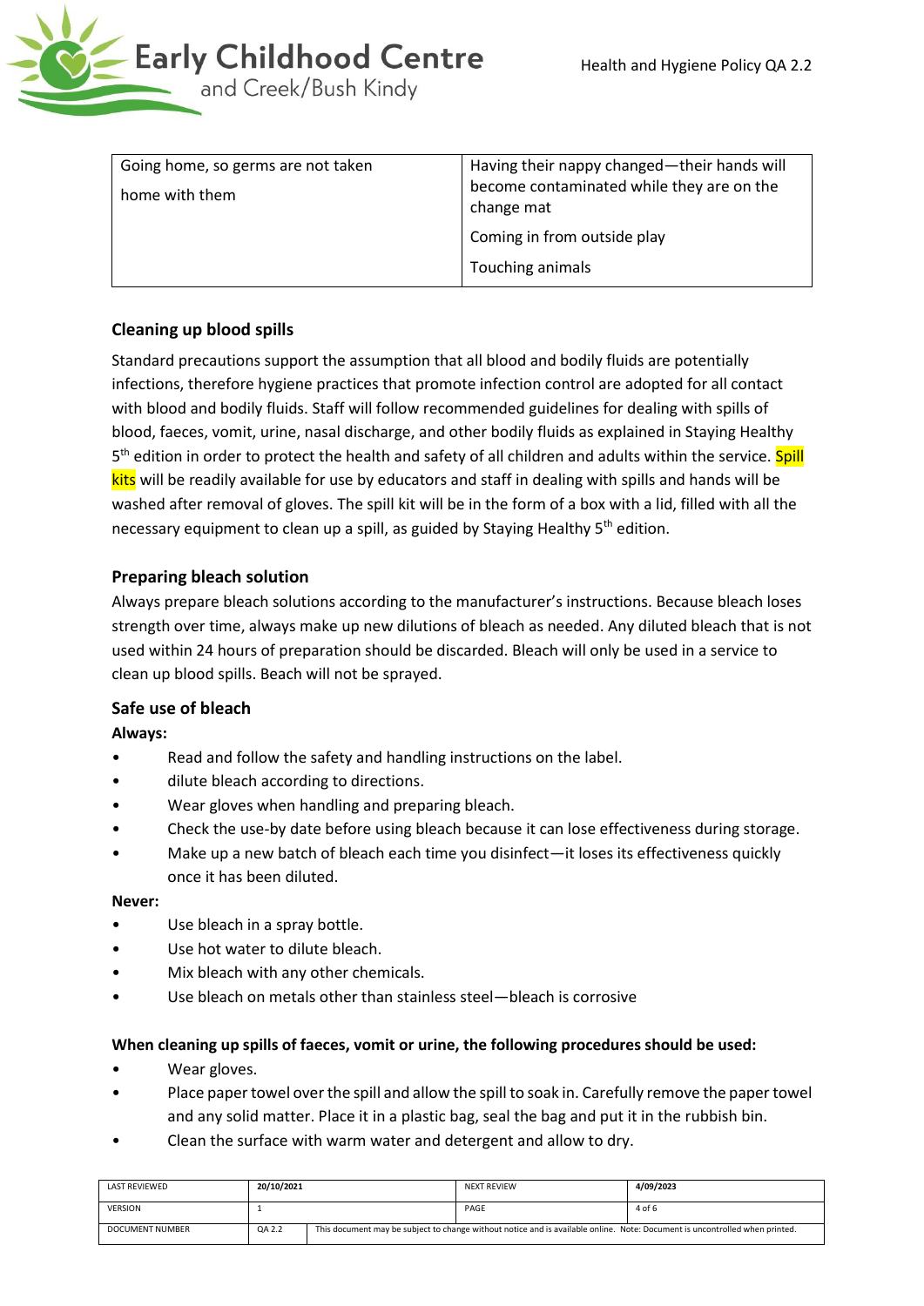| Going home, so germs are not taken home with them | Having their nappy changed—their hands will become contaminated while they are on the change mat |
| --- | --- |
| | Coming in from outside play |
| | Touching animals |

### Cleaning up blood spills

Standard precautions support the assumption that all blood and bodily fluids are potentially infections, therefore hygiene practices that promote infection control are adopted for all contact with blood and bodily fluids. Staff will follow recommended guidelines for dealing with spills of blood, faeces, vomit, urine, nasal discharge, and other bodily fluids as explained in Staying Healthy 5th edition in order to protect the health and safety of all children and adults within the service. Spill kits will be readily available for use by educators and staff in dealing with spills and hands will be washed after removal of gloves. The spill kit will be in the form of a box with a lid, filled with all the necessary equipment to clean up a spill, as guided by Staying Healthy 5th edition.

### Preparing bleach solution

Always prepare bleach solutions according to the manufacturer's instructions. Because bleach loses strength over time, always make up new dilutions of bleach as needed. Any diluted bleach that is not used within 24 hours of preparation should be discarded. Bleach will only be used in a service to clean up blood spills. Beach will not be sprayed.

### Safe use of bleach

**Always:**

- Read and follow the safety and handling instructions on the label.
- dilute bleach according to directions.
- Wear gloves when handling and preparing bleach.
- Check the use-by date before using bleach because it can lose effectiveness during storage.
- Make up a new batch of bleach each time you disinfect—it loses its effectiveness quickly once it has been diluted.

**Never:**

- Use bleach in a spray bottle.
- Use hot water to dilute bleach.
- Mix bleach with any other chemicals.
- Use bleach on metals other than stainless steel—bleach is corrosive

**When cleaning up spills of faeces, vomit or urine, the following procedures should be used:**

- Wear gloves.
- Place paper towel over the spill and allow the spill to soak in. Carefully remove the paper towel and any solid matter. Place it in a plastic bag, seal the bag and put it in the rubbish bin.
- Clean the surface with warm water and detergent and allow to dry.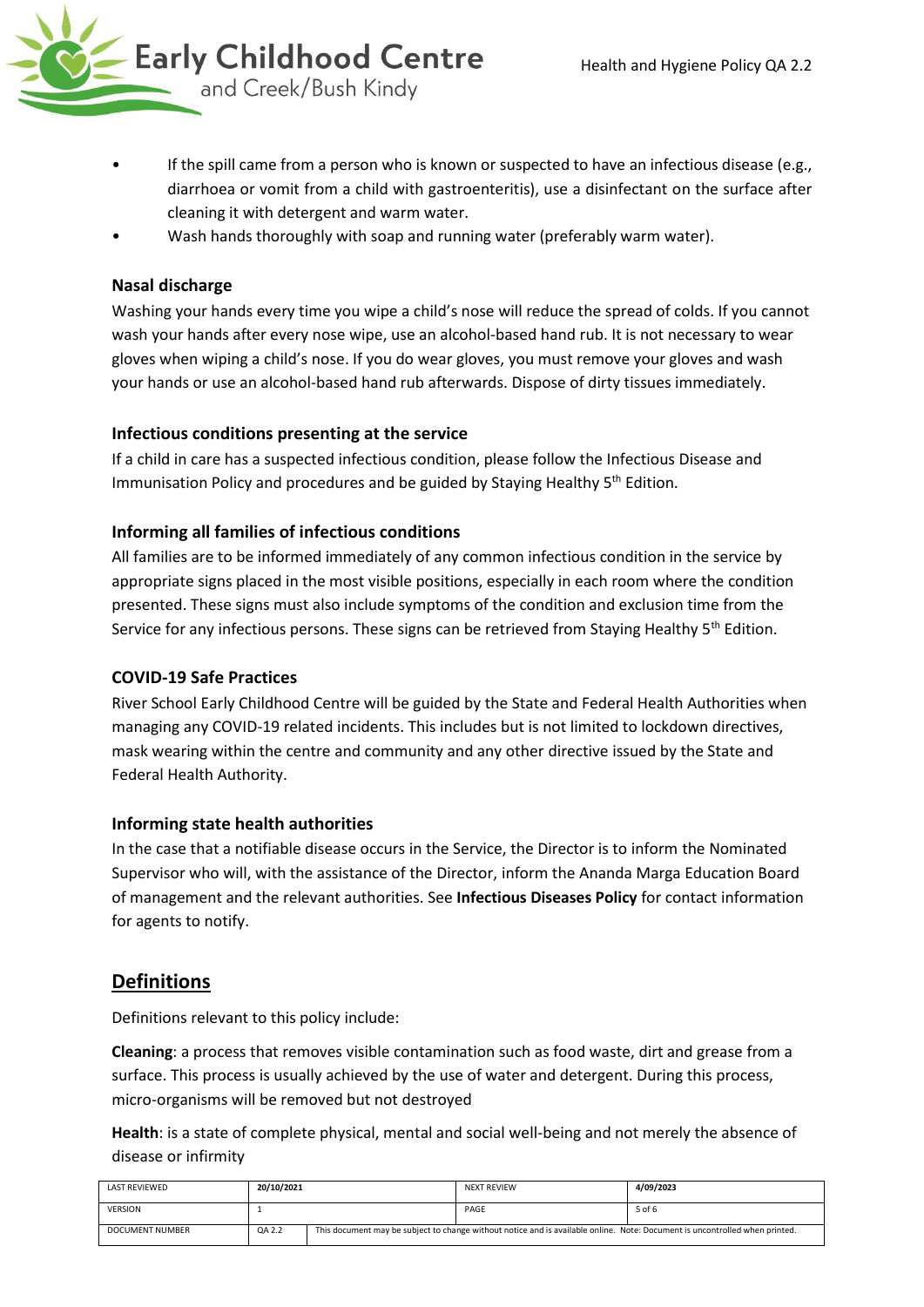- If the spill came from a person who is known or suspected to have an infectious disease (e.g., diarrhoea or vomit from a child with gastroenteritis), use a disinfectant on the surface after cleaning it with detergent and warm water.
- Wash hands thoroughly with soap and running water (preferably warm water).

### Nasal discharge

Washing your hands every time you wipe a child's nose will reduce the spread of colds. If you cannot wash your hands after every nose wipe, use an alcohol-based hand rub. It is not necessary to wear gloves when wiping a child's nose. If you do wear gloves, you must remove your gloves and wash your hands or use an alcohol-based hand rub afterwards. Dispose of dirty tissues immediately.

### Infectious conditions presenting at the service

If a child in care has a suspected infectious condition, please follow the Infectious Disease and Immunisation Policy and procedures and be guided by Staying Healthy 5th Edition.

### Informing all families of infectious conditions

All families are to be informed immediately of any common infectious condition in the service by appropriate signs placed in the most visible positions, especially in each room where the condition presented. These signs must also include symptoms of the condition and exclusion time from the Service for any infectious persons. These signs can be retrieved from Staying Healthy 5th Edition.

### COVID-19 Safe Practices

River School Early Childhood Centre will be guided by the State and Federal Health Authorities when managing any COVID-19 related incidents. This includes but is not limited to lockdown directives, mask wearing within the centre and community and any other directive issued by the State and Federal Health Authority.

### Informing state health authorities

In the case that a notifiable disease occurs in the Service, the Director is to inform the Nominated Supervisor who will, with the assistance of the Director, inform the Ananda Marga Education Board of management and the relevant authorities. See **Infectious Diseases Policy** for contact information for agents to notify.

## Definitions

Definitions relevant to this policy include:

**Cleaning**: a process that removes visible contamination such as food waste, dirt and grease from a surface. This process is usually achieved by the use of water and detergent. During this process, micro-organisms will be removed but not destroyed

**Health**: is a state of complete physical, mental and social well-being and not merely the absence of disease or infirmity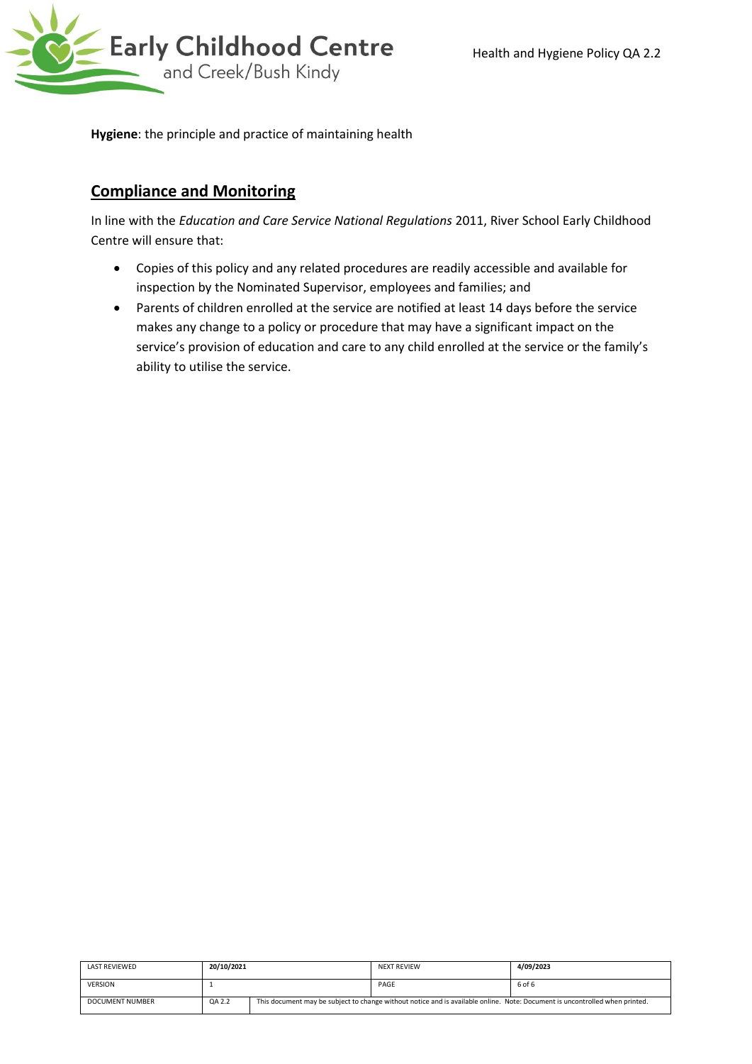**Hygiene**: the principle and practice of maintaining health

## Compliance and Monitoring

In line with the *Education and Care Service National Regulations* 2011, River School Early Childhood Centre will ensure that:

- Copies of this policy and any related procedures are readily accessible and available for inspection by the Nominated Supervisor, employees and families; and
- Parents of children enrolled at the service are notified at least 14 days before the service makes any change to a policy or procedure that may have a significant impact on the service's provision of education and care to any child enrolled at the service or the family's ability to utilise the service.

| | | | |
|---|---|---|---|
| LAST REVIEWED | 20/10/2021 | NEXT REVIEW | 4/09/2023 |
| VERSION | 1 | PAGE | 6 of 6 |
| DOCUMENT NUMBER | QA 2.2 | This document may be subject to change without notice and is available online. Note: Document is uncontrolled when printed. | |